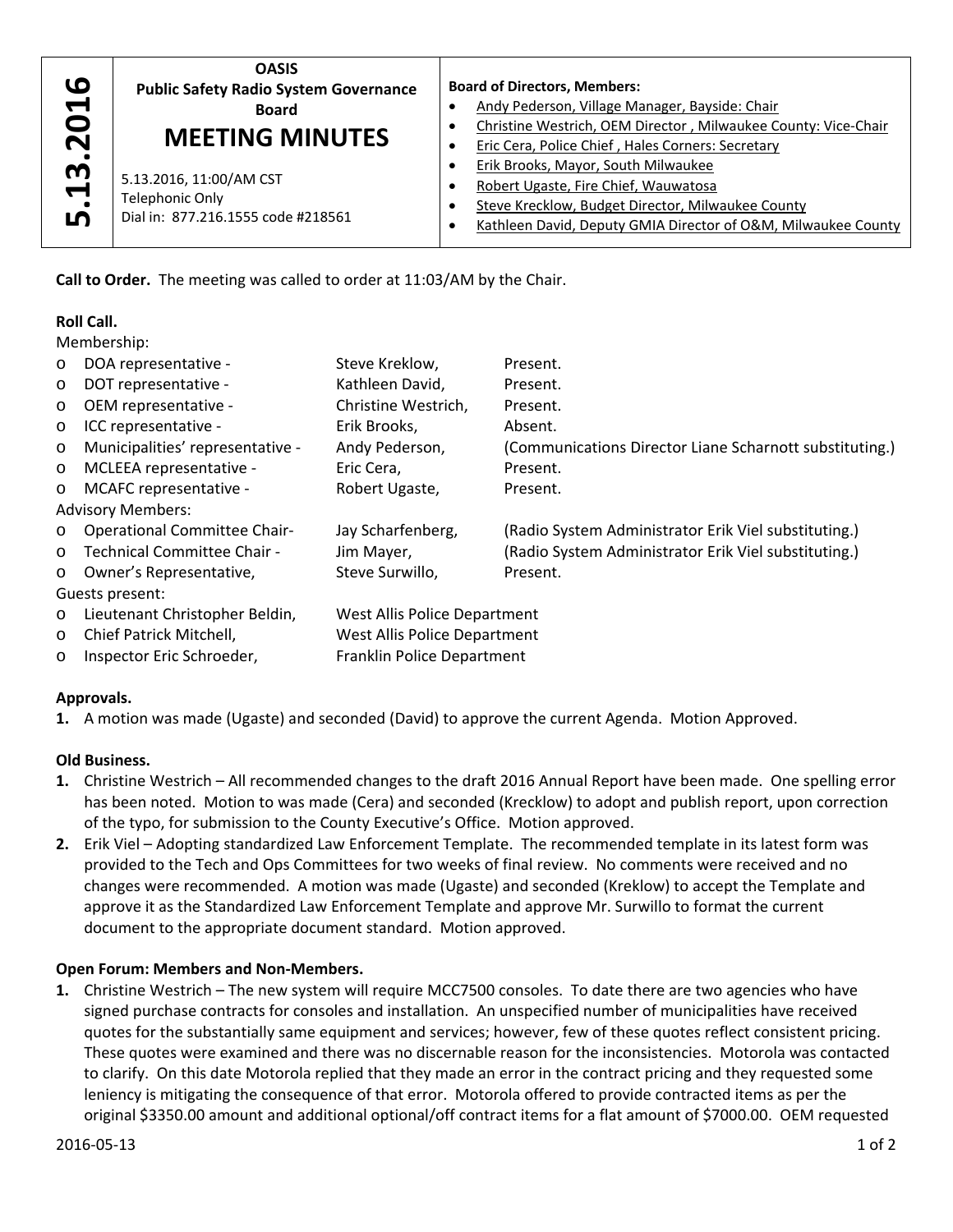**5.13.2016**

**OASIS**
**Public Safety Radio System Governance Board**

# MEETING MINUTES

5.13.2016, 11:00/AM CST
Telephonic Only
Dial in: 877.216.1555 code #218561

**Board of Directors, Members:**

- Andy Pederson, Village Manager, Bayside: Chair
- Christine Westrich, OEM Director , Milwaukee County: Vice-Chair
- Eric Cera, Police Chief , Hales Corners: Secretary
- Erik Brooks, Mayor, South Milwaukee
- Robert Ugaste, Fire Chief, Wauwatosa
- Steve Krecklow, Budget Director, Milwaukee County
- Kathleen David, Deputy GMIA Director of O&M, Milwaukee County

**Call to Order.** The meeting was called to order at 11:03/AM by the Chair.

**Roll Call.**

Membership:

- DOA representative - Steve Kreklow, Present.
- DOT representative - Kathleen David, Present.
- OEM representative - Christine Westrich, Present.
- ICC representative - Erik Brooks, Absent.
- Municipalities' representative - Andy Pederson, (Communications Director Liane Scharnott substituting.)
- MCLEEA representative - Eric Cera, Present.
- MCAFC representative - Robert Ugaste, Present.

Advisory Members:

- Operational Committee Chair- Jay Scharfenberg, (Radio System Administrator Erik Viel substituting.)
- Technical Committee Chair - Jim Mayer, (Radio System Administrator Erik Viel substituting.)
- Owner's Representative, Steve Surwillo, Present.

Guests present:

- Lieutenant Christopher Beldin, West Allis Police Department
- Chief Patrick Mitchell, West Allis Police Department
- Inspector Eric Schroeder, Franklin Police Department

**Approvals.**

1. A motion was made (Ugaste) and seconded (David) to approve the current Agenda. Motion Approved.

**Old Business.**

1. Christine Westrich – All recommended changes to the draft 2016 Annual Report have been made. One spelling error has been noted. Motion to was made (Cera) and seconded (Krecklow) to adopt and publish report, upon correction of the typo, for submission to the County Executive's Office. Motion approved.
2. Erik Viel – Adopting standardized Law Enforcement Template. The recommended template in its latest form was provided to the Tech and Ops Committees for two weeks of final review. No comments were received and no changes were recommended. A motion was made (Ugaste) and seconded (Kreklow) to accept the Template and approve it as the Standardized Law Enforcement Template and approve Mr. Surwillo to format the current document to the appropriate document standard. Motion approved.

**Open Forum: Members and Non-Members.**

1. Christine Westrich – The new system will require MCC7500 consoles. To date there are two agencies who have signed purchase contracts for consoles and installation. An unspecified number of municipalities have received quotes for the substantially same equipment and services; however, few of these quotes reflect consistent pricing. These quotes were examined and there was no discernable reason for the inconsistencies. Motorola was contacted to clarify. On this date Motorola replied that they made an error in the contract pricing and they requested some leniency is mitigating the consequence of that error. Motorola offered to provide contracted items as per the original $3350.00 amount and additional optional/off contract items for a flat amount of $7000.00. OEM requested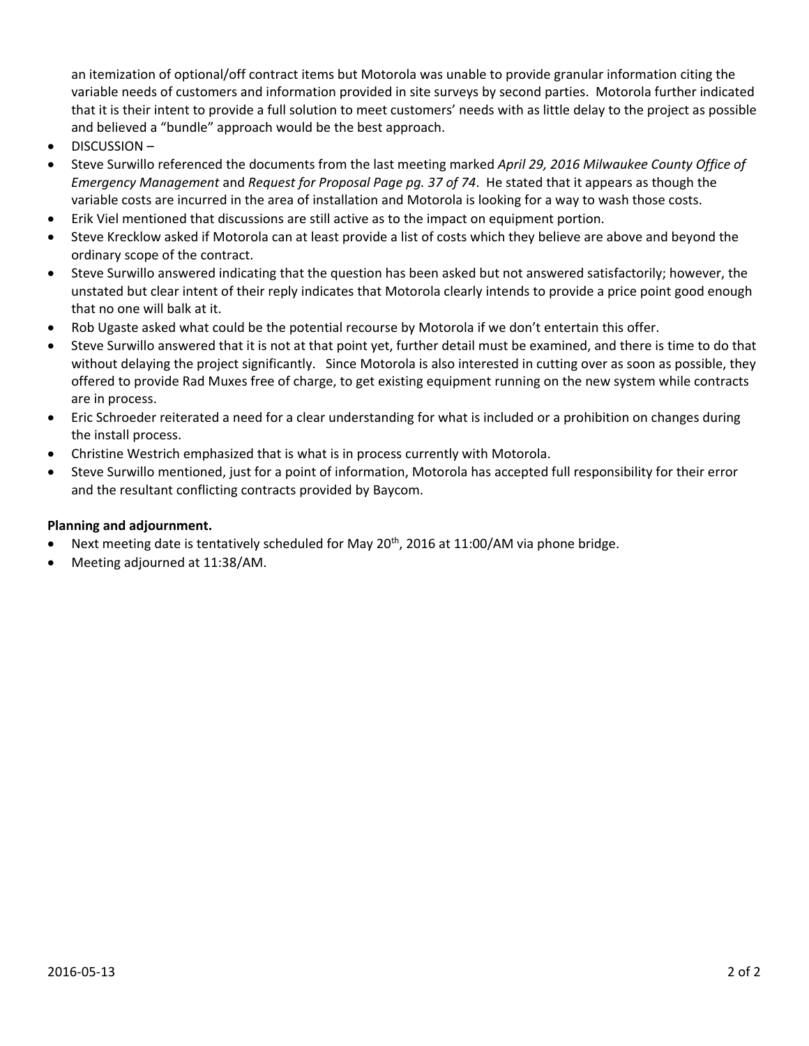an itemization of optional/off contract items but Motorola was unable to provide granular information citing the variable needs of customers and information provided in site surveys by second parties. Motorola further indicated that it is their intent to provide a full solution to meet customers' needs with as little delay to the project as possible and believed a "bundle" approach would be the best approach.

- DISCUSSION –
- Steve Surwillo referenced the documents from the last meeting marked *April 29, 2016 Milwaukee County Office of Emergency Management* and *Request for Proposal Page pg. 37 of 74*. He stated that it appears as though the variable costs are incurred in the area of installation and Motorola is looking for a way to wash those costs.
- Erik Viel mentioned that discussions are still active as to the impact on equipment portion.
- Steve Krecklow asked if Motorola can at least provide a list of costs which they believe are above and beyond the ordinary scope of the contract.
- Steve Surwillo answered indicating that the question has been asked but not answered satisfactorily; however, the unstated but clear intent of their reply indicates that Motorola clearly intends to provide a price point good enough that no one will balk at it.
- Rob Ugaste asked what could be the potential recourse by Motorola if we don't entertain this offer.
- Steve Surwillo answered that it is not at that point yet, further detail must be examined, and there is time to do that without delaying the project significantly. Since Motorola is also interested in cutting over as soon as possible, they offered to provide Rad Muxes free of charge, to get existing equipment running on the new system while contracts are in process.
- Eric Schroeder reiterated a need for a clear understanding for what is included or a prohibition on changes during the install process.
- Christine Westrich emphasized that is what is in process currently with Motorola.
- Steve Surwillo mentioned, just for a point of information, Motorola has accepted full responsibility for their error and the resultant conflicting contracts provided by Baycom.

**Planning and adjournment.**

- Next meeting date is tentatively scheduled for May 20th, 2016 at 11:00/AM via phone bridge.
- Meeting adjourned at 11:38/AM.

2016-05-13